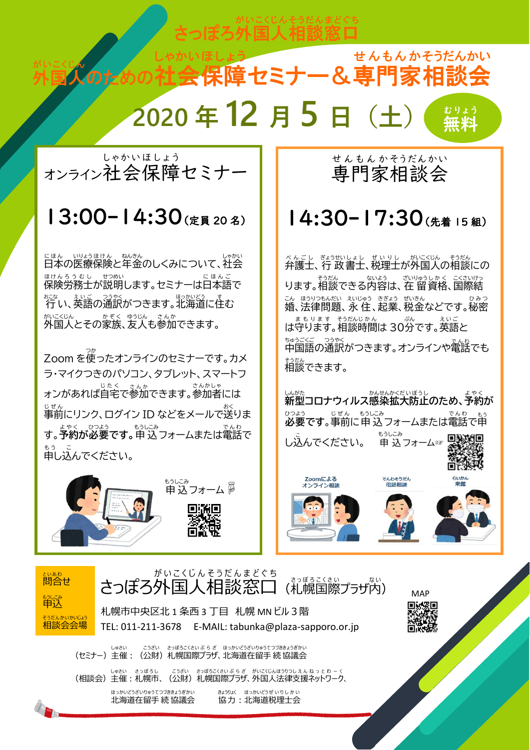# さっぽろ外国人相談窓口

# 外国人のための社会保障セミナー＆専門家相談会

## 2020年12月5日（土）　無料

## オンライン社会保障セミナー

### 13:00-14:30（定員20名）

日本の医療保険と年金のしくみについて、社会保険労務士が説明します。セミナーは日本語で行い、英語の通訳がつきます。北海道に住む外国人とその家族、友人も参加できます。

Zoomを使ったオンラインのセミナーです。カメラ・マイクつきのパソコン、タブレット、スマートフォンがあれば自宅で参加できます。参加者には事前にリンク、ログインIDなどをメールで送ります。**予約が必要です。**申込フォームまたは電話で申し込んでください。

申込フォーム

## 専門家相談会

### 14:30-17:30（先着15組）

弁護士、行政書士、税理士が外国人の相談にのります。相談できる内容は、在留資格、国際結婚、法律問題、永住、起業、税金などです。秘密は守ります。相談時間は30分です。英語と中国語の通訳がつきます。オンラインや電話でも相談できます。

**新型コロナウィルス感染拡大防止のため、予約が必要です。**事前に申込フォームまたは電話で申し込んでください。　申込フォーム

Zoomによるオンライン相談　／　でんわそうだん 電話相談　／　らいかん 来館

---

**問合せ　申込　相談会会場**

## さっぽろ外国人相談窓口（札幌国際プラザ内）

札幌市中央区北1条西3丁目　札幌MNビル3階

TEL: 011-211-3678　E-MAIL: tabunka@plaza-sapporo.or.jp

MAP

（セミナー）主催：（公財）札幌国際プラザ、北海道在留手続協議会

（相談会）主催：札幌市、（公財）札幌国際プラザ、外国人法律支援ネットワーク、北海道在留手続協議会　協力：北海道税理士会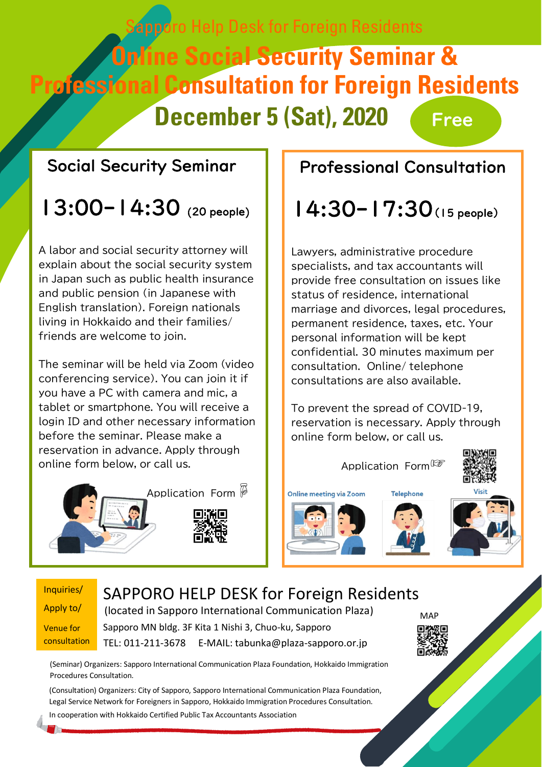Sapporo Help Desk for Foreign Residents

# Online Social Security Seminar & Professional Consultation for Foreign Residents

## December 5 (Sat), 2020

**Free**

## Social Security Seminar

### 13:00-14:30 (20 people)

A labor and social security attorney will explain about the social security system in Japan such as public health insurance and public pension (in Japanese with English translation). Foreign nationals living in Hokkaido and their families/friends are welcome to join.

The seminar will be held via Zoom (video conferencing service). You can join it if you have a PC with camera and mic, a tablet or smartphone. You will receive a login ID and other necessary information before the seminar. Please make a reservation in advance. Apply through online form below, or call us.

Application Form

## Professional Consultation

### 14:30-17:30 (15 people)

Lawyers, administrative procedure specialists, and tax accountants will provide free consultation on issues like status of residence, international marriage and divorces, legal procedures, permanent residence, taxes, etc. Your personal information will be kept confidential. 30 minutes maximum per consultation. Online/ telephone consultations are also available.

To prevent the spread of COVID-19, reservation is necessary. Apply through online form below, or call us.

Application Form

Online meeting via Zoom | Telephone | Visit

---

**Inquiries/ Apply to/ Venue for consultation**

## SAPPORO HELP DESK for Foreign Residents

(located in Sapporo International Communication Plaza)

Sapporo MN bldg. 3F Kita 1 Nishi 3, Chuo-ku, Sapporo

TEL: 011-211-3678  E-MAIL: tabunka@plaza-sapporo.or.jp

MAP

(Seminar) Organizers: Sapporo International Communication Plaza Foundation, Hokkaido Immigration Procedures Consultation.

(Consultation) Organizers: City of Sapporo, Sapporo International Communication Plaza Foundation, Legal Service Network for Foreigners in Sapporo, Hokkaido Immigration Procedures Consultation.

In cooperation with Hokkaido Certified Public Tax Accountants Association